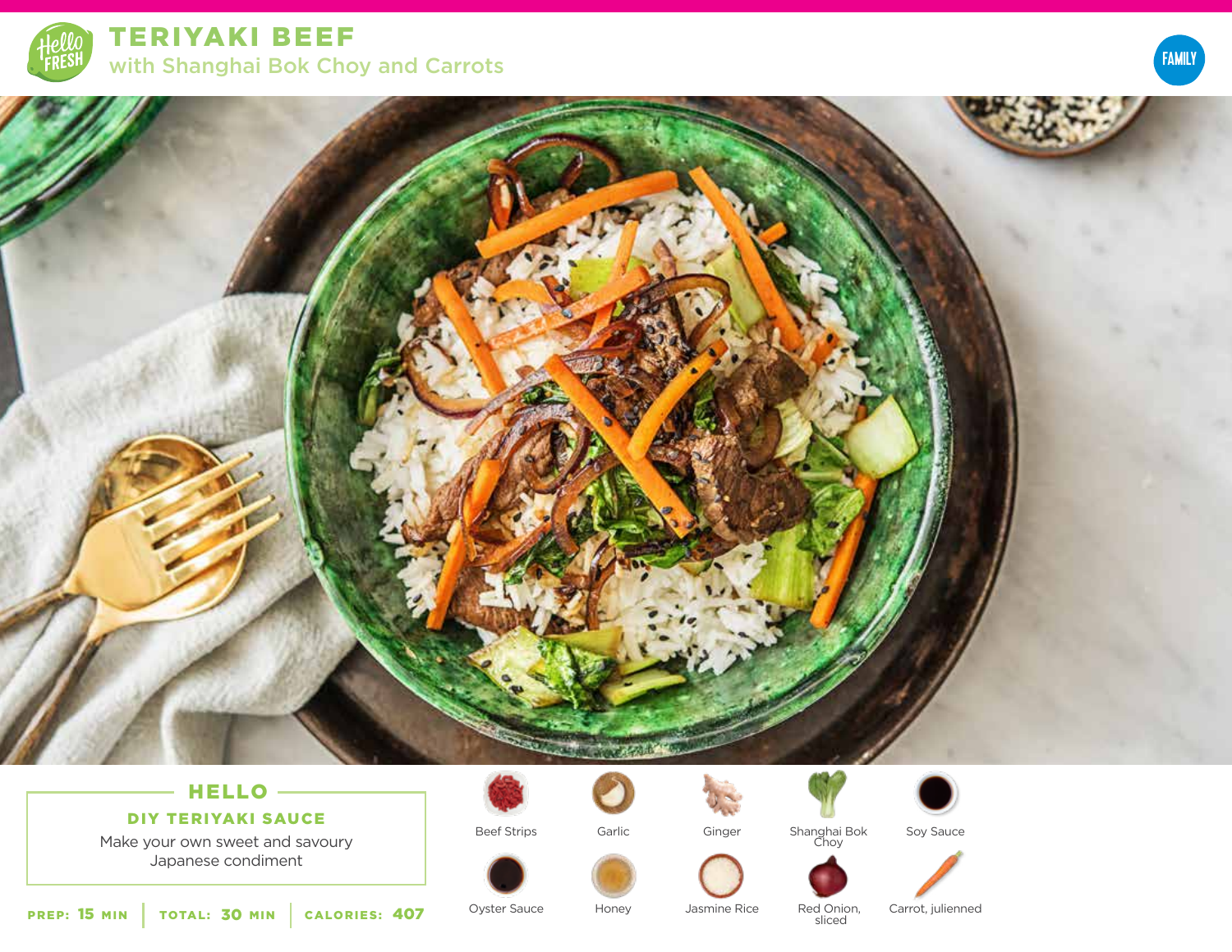# TERIYAKI BEEF

## with Shanghai Bok Choy and Carrots

FAMILY

## HELLO

### DIY TERIYAKI SAUCE

Make your own sweet and savoury Japanese condiment

**PREP:** 15 MIN | **TOTAL:** 30 MIN | **CALORIES:** 407

- Beef Strips
- Garlic
- Ginger
- Shanghai Bok Choy
- Soy Sauce
- Oyster Sauce
- Honey
- Jasmine Rice
- Red Onion, sliced
- Carrot, julienned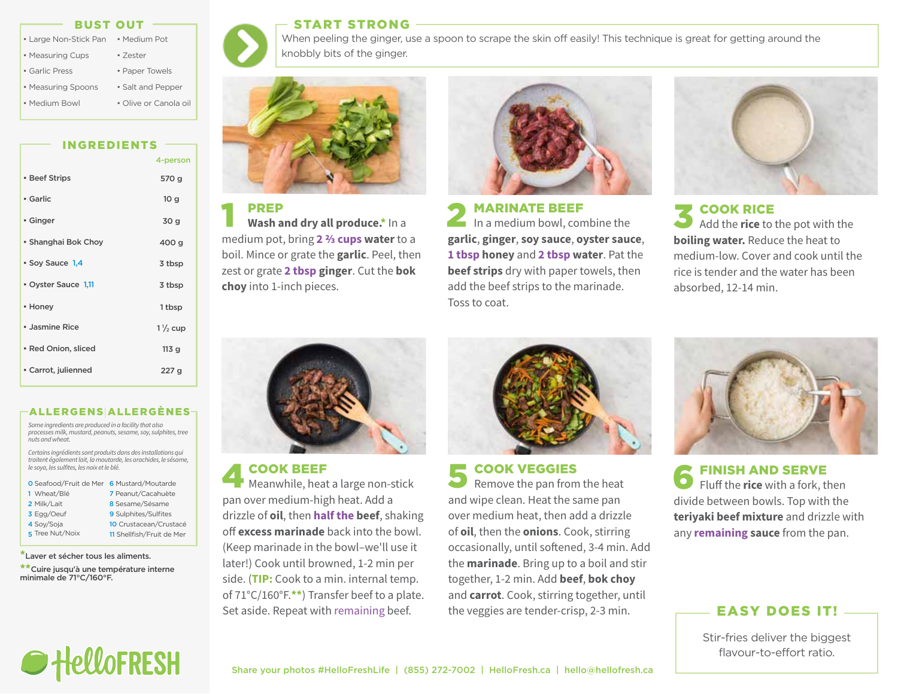## BUST OUT

- Large Non-Stick Pan
- Measuring Cups
- Garlic Press
- Measuring Spoons
- Medium Bowl
- Medium Pot
- Zester
- Paper Towels
- Salt and Pepper
- Olive or Canola oil

## INGREDIENTS

| | 4-person |
|---|---|
| • Beef Strips | 570 g |
| • Garlic | 10 g |
| • Ginger | 30 g |
| • Shanghai Bok Choy | 400 g |
| • Soy Sauce 1,4 | 3 tbsp |
| • Oyster Sauce 1,11 | 3 tbsp |
| • Honey | 1 tbsp |
| • Jasmine Rice | 1 ½ cup |
| • Red Onion, sliced | 113 g |
| • Carrot, julienned | 227 g |

## ALLERGENS | ALLERGÈNES

*Some ingredients are produced in a facility that also processes milk, mustard, peanuts, sesame, soy, sulphites, tree nuts and wheat.*

*Certains ingrédients sont produits dans des installations qui traitent également lait, la moutarde, les arachides, le sésame, le soya, les sulfites, les noix et le blé.*

0 Seafood/Fruit de Mer
1 Wheat/Blé
2 Milk/Lait
3 Egg/Oeuf
4 Soy/Soja
5 Tree Nut/Noix
6 Mustard/Moutarde
7 Peanut/Cacahuète
8 Sesame/Sésame
9 Sulphites/Sulfites
10 Crustacean/Crustacé
11 Shellfish/Fruit de Mer

*Laver et sécher tous les aliments.

**Cuire jusqu'à une température interne minimale de 71°C/160°F.

## START STRONG

When peeling the ginger, use a spoon to scrape the skin off easily! This technique is great for getting around the knobbly bits of the ginger.

## 1 PREP

**Wash and dry all produce.*** In a medium pot, bring **2 ⅔ cups water** to a boil. Mince or grate the **garlic**. Peel, then zest or grate **2 tbsp ginger**. Cut the **bok choy** into 1-inch pieces.

## 2 MARINATE BEEF

In a medium bowl, combine the **garlic**, **ginger**, **soy sauce**, **oyster sauce**, **1 tbsp honey** and **2 tbsp water**. Pat the **beef strips** dry with paper towels, then add the beef strips to the marinade. Toss to coat.

## 3 COOK RICE

Add the **rice** to the pot with the **boiling water.** Reduce the heat to medium-low. Cover and cook until the rice is tender and the water has been absorbed, 12-14 min.

## 4 COOK BEEF

Meanwhile, heat a large non-stick pan over medium-high heat. Add a drizzle of **oil**, then **half the beef**, shaking off **excess marinade** back into the bowl. (Keep marinade in the bowl–we'll use it later!) Cook until browned, 1-2 min per side. (**TIP:** Cook to a min. internal temp. of 71°C/160°F.**) Transfer beef to a plate. Set aside. Repeat with remaining beef.

## 5 COOK VEGGIES

Remove the pan from the heat and wipe clean. Heat the same pan over medium heat, then add a drizzle of **oil**, then the **onions**. Cook, stirring occasionally, until softened, 3-4 min. Add the **marinade**. Bring up to a boil and stir together, 1-2 min. Add **beef**, **bok choy** and **carrot**. Cook, stirring together, until the veggies are tender-crisp, 2-3 min.

## 6 FINISH AND SERVE

Fluff the **rice** with a fork, then divide between bowls. Top with the **teriyaki beef mixture** and drizzle with any **remaining sauce** from the pan.

## EASY DOES IT!

Stir-fries deliver the biggest flavour-to-effort ratio.

HelloFRESH

Share your photos #HelloFreshLife | (855) 272-7002 | HelloFresh.ca | hello@hellofresh.ca